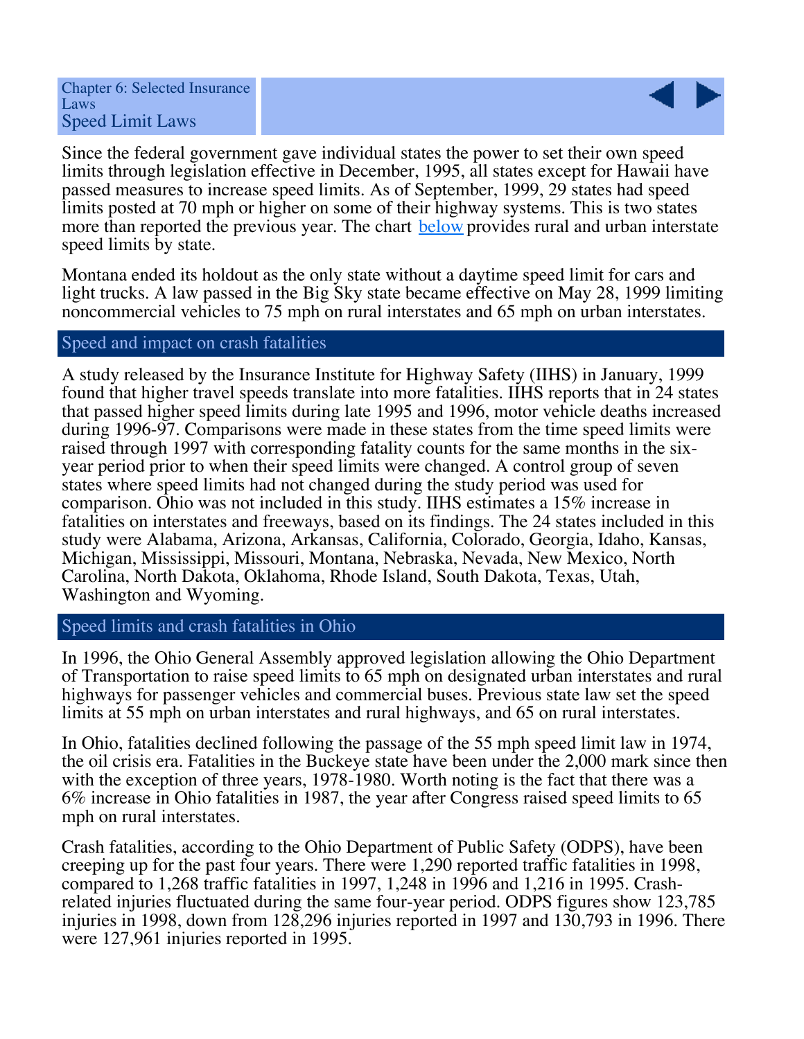Chapter 6: Selected Insurance Laws

# Speed Limit Laws

Since the federal government gave individual states the power to set their own speed limits through legislation effective in December, 1995, all states except for Hawaii have passed measures to increase speed limits. As of September, 1999, 29 states had speed limits posted at 70 mph or higher on some of their highway systems. This is two states more than reported the previous year. The chart below provides rural and urban interstate speed limits by state.

Montana ended its holdout as the only state without a daytime speed limit for cars and light trucks. A law passed in the Big Sky state became effective on May 28, 1999 limiting noncommercial vehicles to 75 mph on rural interstates and 65 mph on urban interstates.

## Speed and impact on crash fatalities

A study released by the Insurance Institute for Highway Safety (IIHS) in January, 1999 found that higher travel speeds translate into more fatalities. IIHS reports that in 24 states that passed higher speed limits during late 1995 and 1996, motor vehicle deaths increased during 1996-97. Comparisons were made in these states from the time speed limits were raised through 1997 with corresponding fatality counts for the same months in the six-year period prior to when their speed limits were changed. A control group of seven states where speed limits had not changed during the study period was used for comparison. Ohio was not included in this study. IIHS estimates a 15% increase in fatalities on interstates and freeways, based on its findings. The 24 states included in this study were Alabama, Arizona, Arkansas, California, Colorado, Georgia, Idaho, Kansas, Michigan, Mississippi, Missouri, Montana, Nebraska, Nevada, New Mexico, North Carolina, North Dakota, Oklahoma, Rhode Island, South Dakota, Texas, Utah, Washington and Wyoming.

## Speed limits and crash fatalities in Ohio

In 1996, the Ohio General Assembly approved legislation allowing the Ohio Department of Transportation to raise speed limits to 65 mph on designated urban interstates and rural highways for passenger vehicles and commercial buses. Previous state law set the speed limits at 55 mph on urban interstates and rural highways, and 65 on rural interstates.

In Ohio, fatalities declined following the passage of the 55 mph speed limit law in 1974, the oil crisis era. Fatalities in the Buckeye state have been under the 2,000 mark since then with the exception of three years, 1978-1980. Worth noting is the fact that there was a 6% increase in Ohio fatalities in 1987, the year after Congress raised speed limits to 65 mph on rural interstates.

Crash fatalities, according to the Ohio Department of Public Safety (ODPS), have been creeping up for the past four years. There were 1,290 reported traffic fatalities in 1998, compared to 1,268 traffic fatalities in 1997, 1,248 in 1996 and 1,216 in 1995. Crash-related injuries fluctuated during the same four-year period. ODPS figures show 123,785 injuries in 1998, down from 128,296 injuries reported in 1997 and 130,793 in 1996. There were 127,961 injuries reported in 1995.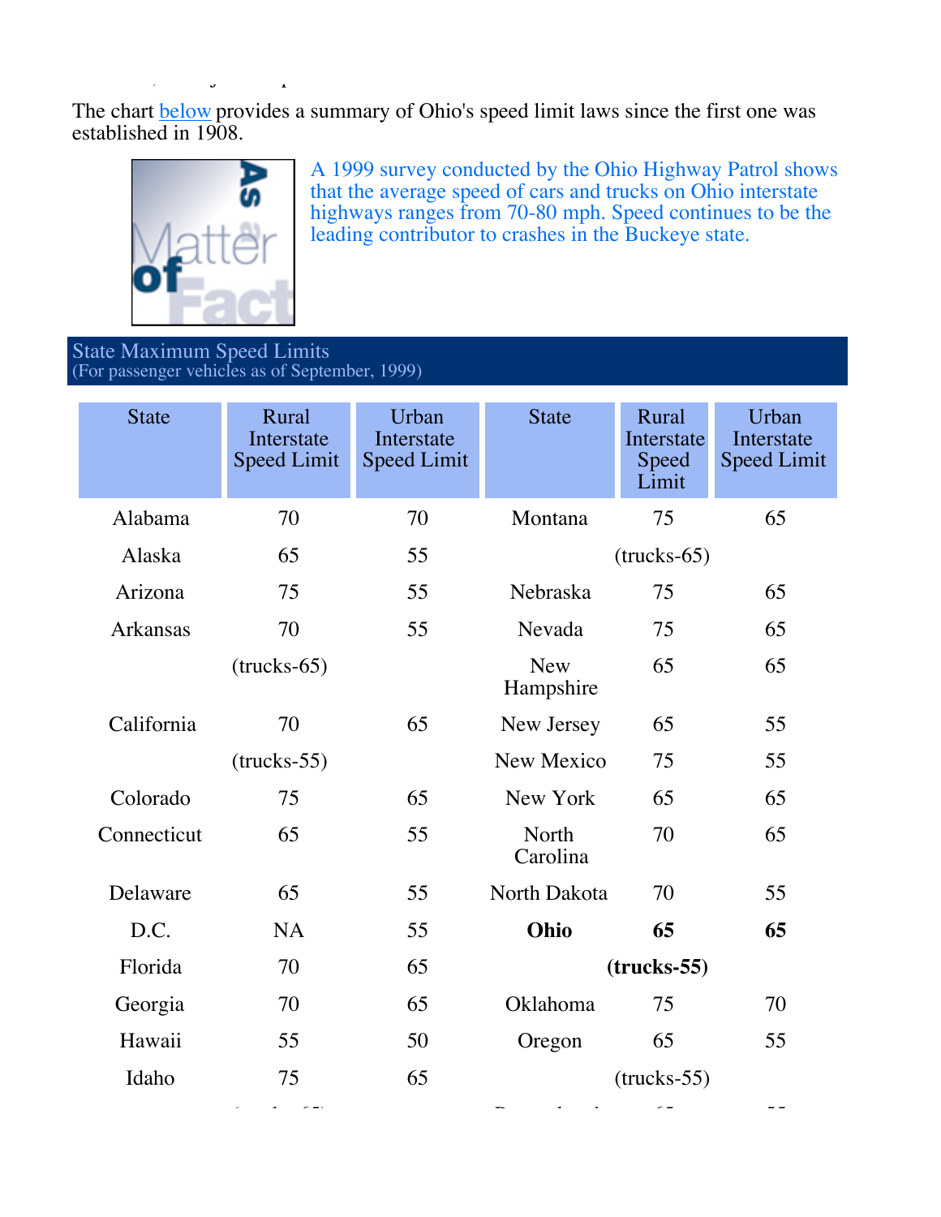The chart below provides a summary of Ohio's speed limit laws since the first one was established in 1908.

A 1999 survey conducted by the Ohio Highway Patrol shows that the average speed of cars and trucks on Ohio interstate highways ranges from 70-80 mph. Speed continues to be the leading contributor to crashes in the Buckeye state.

## State Maximum Speed Limits
(For passenger vehicles as of September, 1999)

| State | Rural Interstate Speed Limit | Urban Interstate Speed Limit | State | Rural Interstate Speed Limit | Urban Interstate Speed Limit |
|---|---|---|---|---|---|
| Alabama | 70 | 70 | Montana | 75 | 65 |
| | | | | (trucks-65) | |
| Alaska | 65 | 55 | Nebraska | 75 | 65 |
| Arizona | 75 | 55 | Nevada | 75 | 65 |
| Arkansas | 70 | 55 | New Hampshire | 65 | 65 |
| | (trucks-65) | | | | |
| California | 70 | 65 | New Jersey | 65 | 55 |
| | (trucks-55) | | New Mexico | 75 | 55 |
| Colorado | 75 | 65 | New York | 65 | 65 |
| Connecticut | 65 | 55 | North Carolina | 70 | 65 |
| Delaware | 65 | 55 | North Dakota | 70 | 55 |
| D.C. | NA | 55 | **Ohio** | **65** | **65** |
| Florida | 70 | 65 | | **(trucks-55)** | |
| Georgia | 70 | 65 | Oklahoma | 75 | 70 |
| Hawaii | 55 | 50 | Oregon | 65 | 55 |
| Idaho | 75 | 65 | | (trucks-55) | |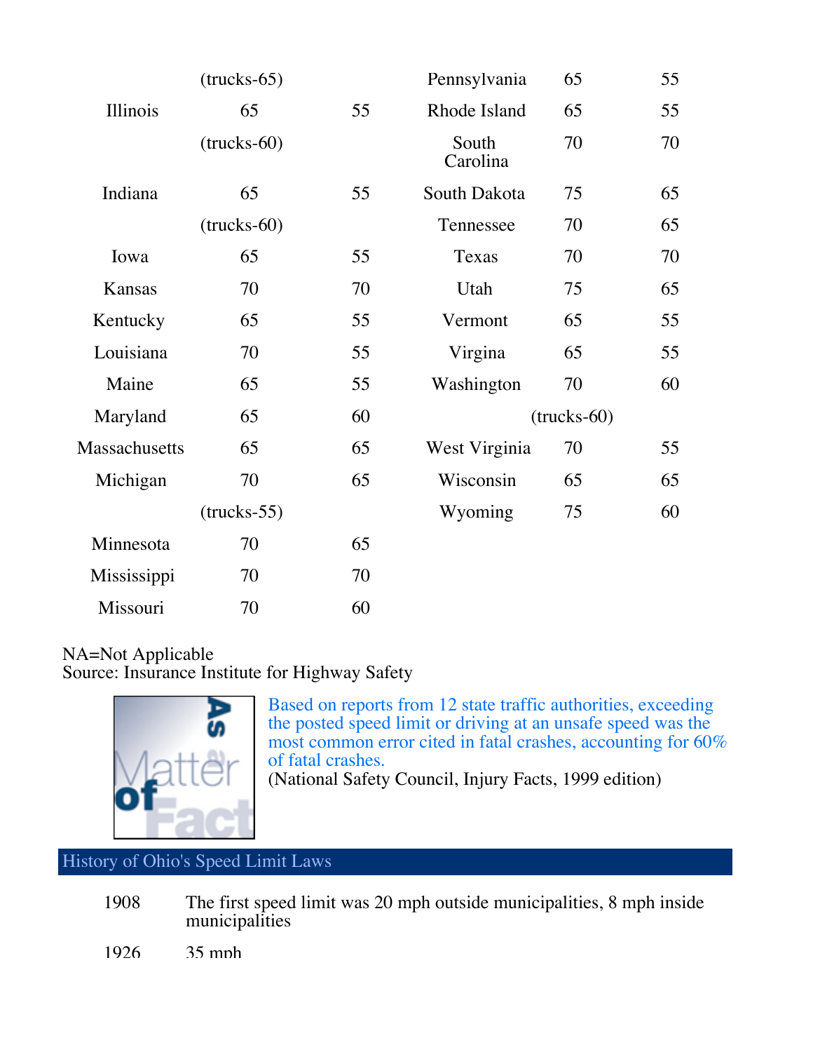| State | Rural Interstate | Urban Interstate |
|---|---|---|
| | (trucks-65) | |
| Illinois | 65 | 55 |
| | (trucks-60) | |
| Indiana | 65 | 55 |
| | (trucks-60) | |
| Iowa | 65 | 55 |
| Kansas | 70 | 70 |
| Kentucky | 65 | 55 |
| Louisiana | 70 | 55 |
| Maine | 65 | 55 |
| Maryland | 65 | 60 |
| Massachusetts | 65 | 65 |
| Michigan | 70 | 65 |
| | (trucks-55) | |
| Minnesota | 70 | 65 |
| Mississippi | 70 | 70 |
| Missouri | 70 | 60 |
| Pennsylvania | 65 | 55 |
| Rhode Island | 65 | 55 |
| South Carolina | 70 | 70 |
| South Dakota | 75 | 65 |
| Tennessee | 70 | 65 |
| Texas | 70 | 70 |
| Utah | 75 | 65 |
| Vermont | 65 | 55 |
| Virgina | 65 | 55 |
| Washington | 70 | 60 |
| | (trucks-60) | |
| West Virginia | 70 | 55 |
| Wisconsin | 65 | 65 |
| Wyoming | 75 | 60 |

NA=Not Applicable
Source: Insurance Institute for Highway Safety

**As a Matter of Fact**

Based on reports from 12 state traffic authorities, exceeding the posted speed limit or driving at an unsafe speed was the most common error cited in fatal crashes, accounting for 60% of fatal crashes.
(National Safety Council, Injury Facts, 1999 edition)

## History of Ohio's Speed Limit Laws

| | |
|---|---|
| 1908 | The first speed limit was 20 mph outside municipalities, 8 mph inside municipalities |
| 1926 | 35 mph |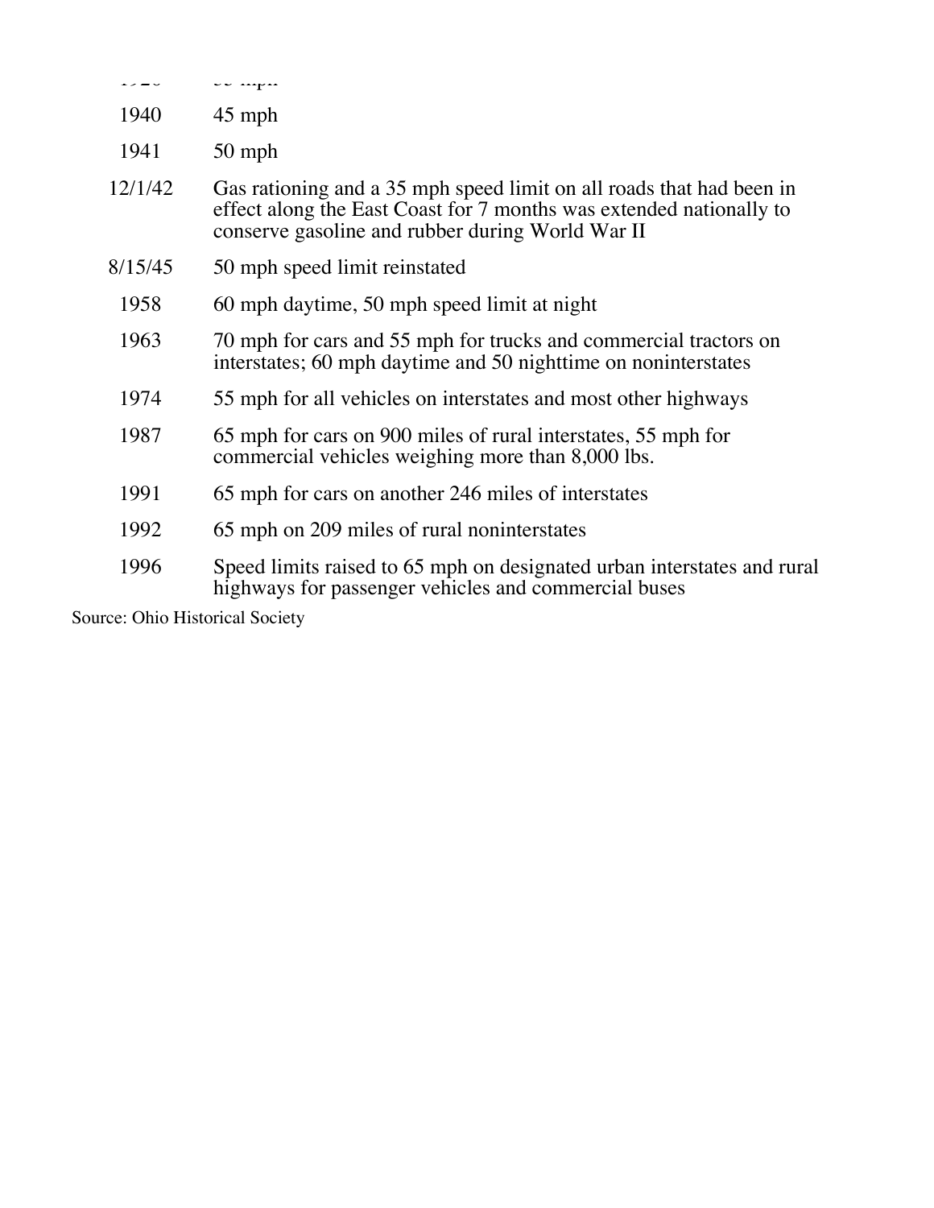| | |
|---|---|
| 1920 | 35 mph |
| 1940 | 45 mph |
| 1941 | 50 mph |
| 12/1/42 | Gas rationing and a 35 mph speed limit on all roads that had been in effect along the East Coast for 7 months was extended nationally to conserve gasoline and rubber during World War II |
| 8/15/45 | 50 mph speed limit reinstated |
| 1958 | 60 mph daytime, 50 mph speed limit at night |
| 1963 | 70 mph for cars and 55 mph for trucks and commercial tractors on interstates; 60 mph daytime and 50 nighttime on noninterstates |
| 1974 | 55 mph for all vehicles on interstates and most other highways |
| 1987 | 65 mph for cars on 900 miles of rural interstates, 55 mph for commercial vehicles weighing more than 8,000 lbs. |
| 1991 | 65 mph for cars on another 246 miles of interstates |
| 1992 | 65 mph on 209 miles of rural noninterstates |
| 1996 | Speed limits raised to 65 mph on designated urban interstates and rural highways for passenger vehicles and commercial buses |

Source: Ohio Historical Society